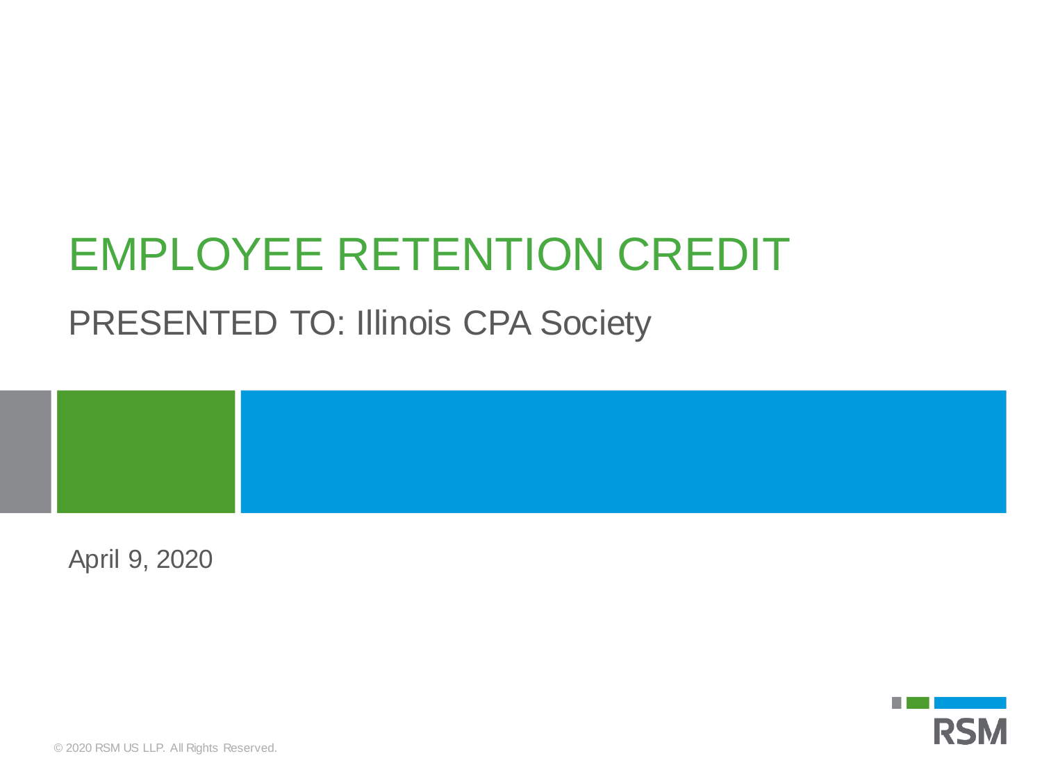# EMPLOYEE RETENTION CREDIT

## PRESENTED TO: Illinois CPA Society

April 9, 2020

© 2020 RSM US LLP. All Rights Reserved.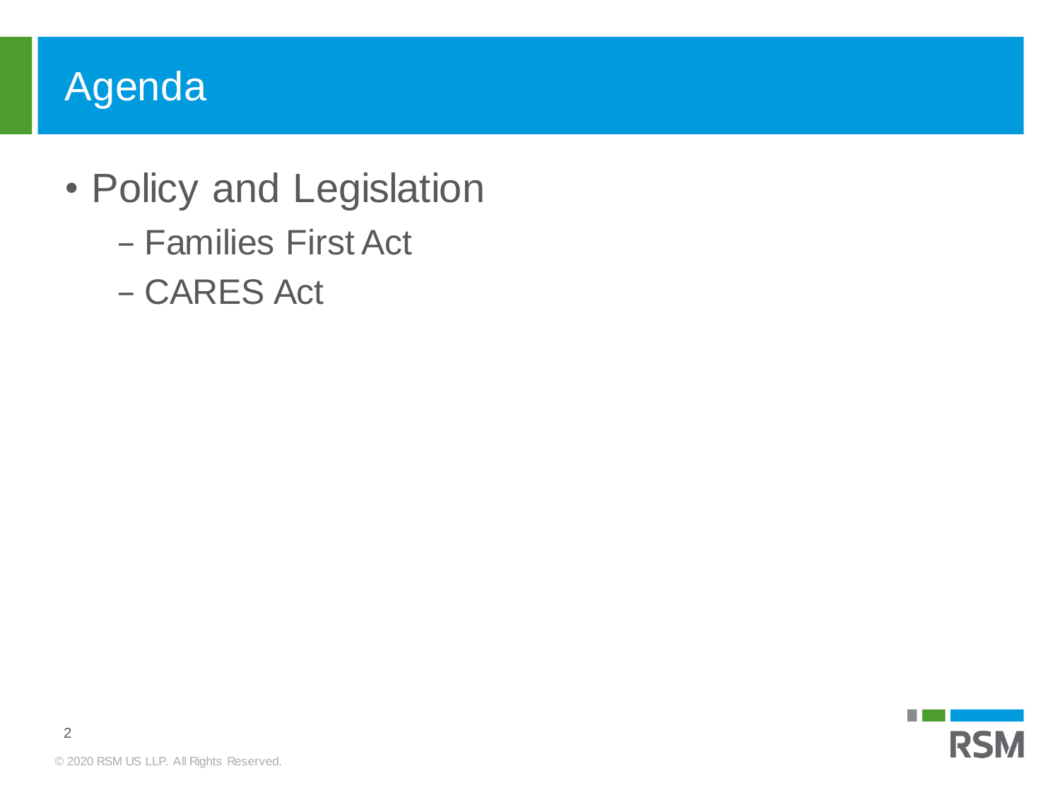# Agenda

- Policy and Legislation
  - Families First Act
  - CARES Act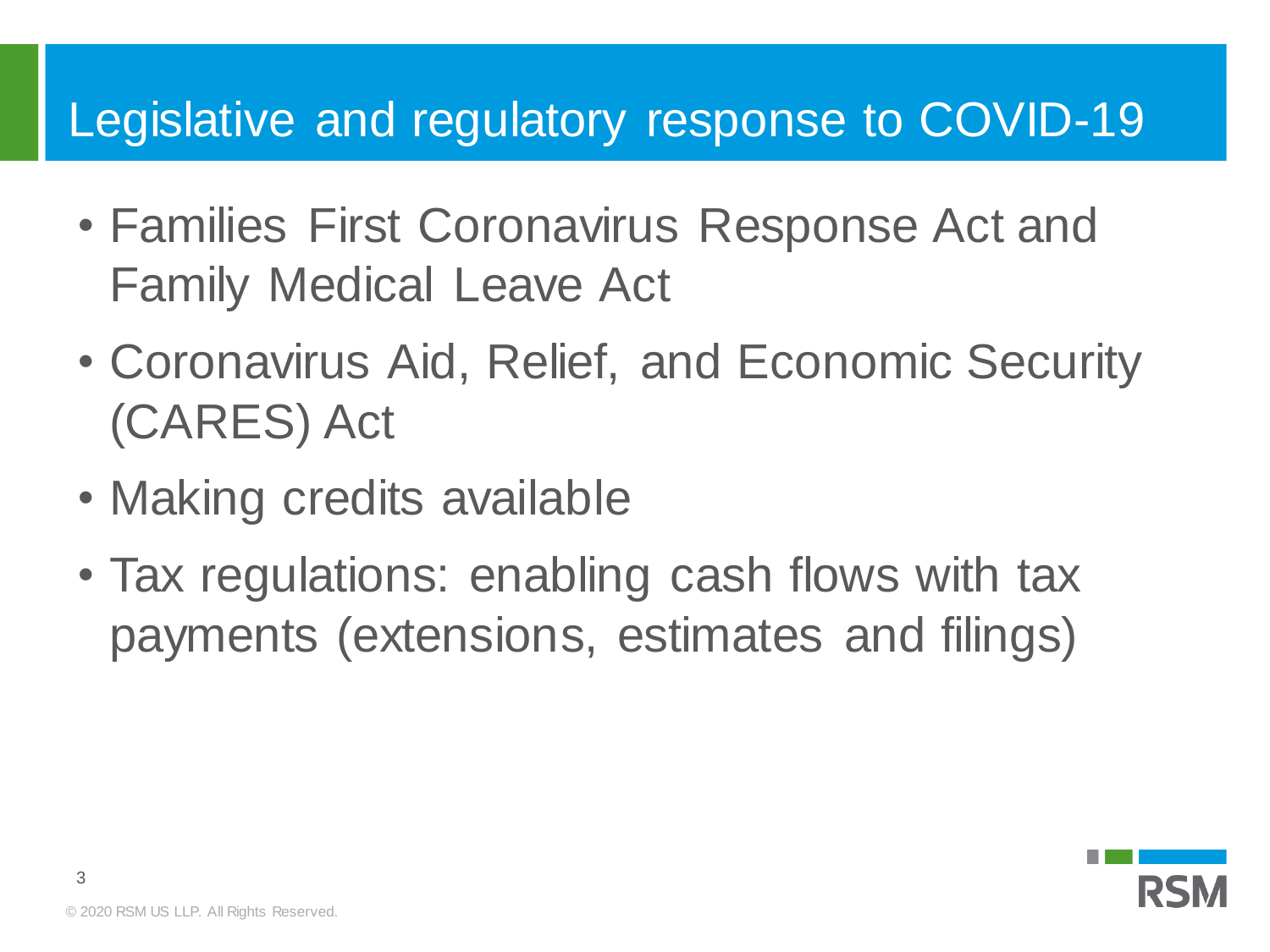# Legislative and regulatory response to COVID-19

- Families First Coronavirus Response Act and Family Medical Leave Act
- Coronavirus Aid, Relief, and Economic Security (CARES) Act
- Making credits available
- Tax regulations: enabling cash flows with tax payments (extensions, estimates and filings)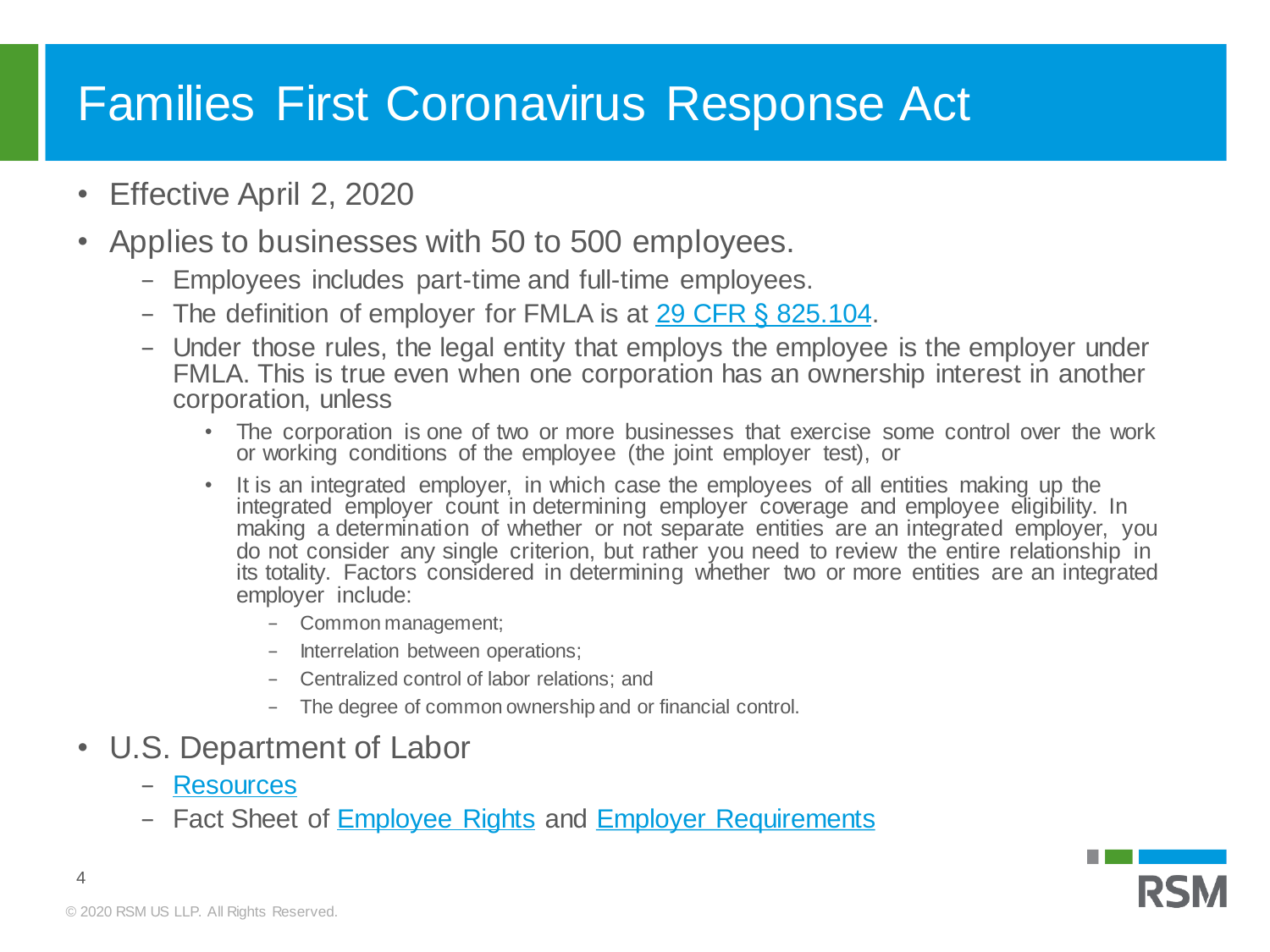# Families First Coronavirus Response Act

- Effective April 2, 2020
- Applies to businesses with 50 to 500 employees.
  - Employees includes part-time and full-time employees.
  - The definition of employer for FMLA is at 29 CFR § 825.104.
  - Under those rules, the legal entity that employs the employee is the employer under FMLA. This is true even when one corporation has an ownership interest in another corporation, unless
    - The corporation is one of two or more businesses that exercise some control over the work or working conditions of the employee (the joint employer test), or
    - It is an integrated employer, in which case the employees of all entities making up the integrated employer count in determining employer coverage and employee eligibility. In making a determination of whether or not separate entities are an integrated employer, you do not consider any single criterion, but rather you need to review the entire relationship in its totality. Factors considered in determining whether two or more entities are an integrated employer include:
      - Common management;
      - Interrelation between operations;
      - Centralized control of labor relations; and
      - The degree of common ownership and or financial control.
- U.S. Department of Labor
  - Resources
  - Fact Sheet of Employee Rights and Employer Requirements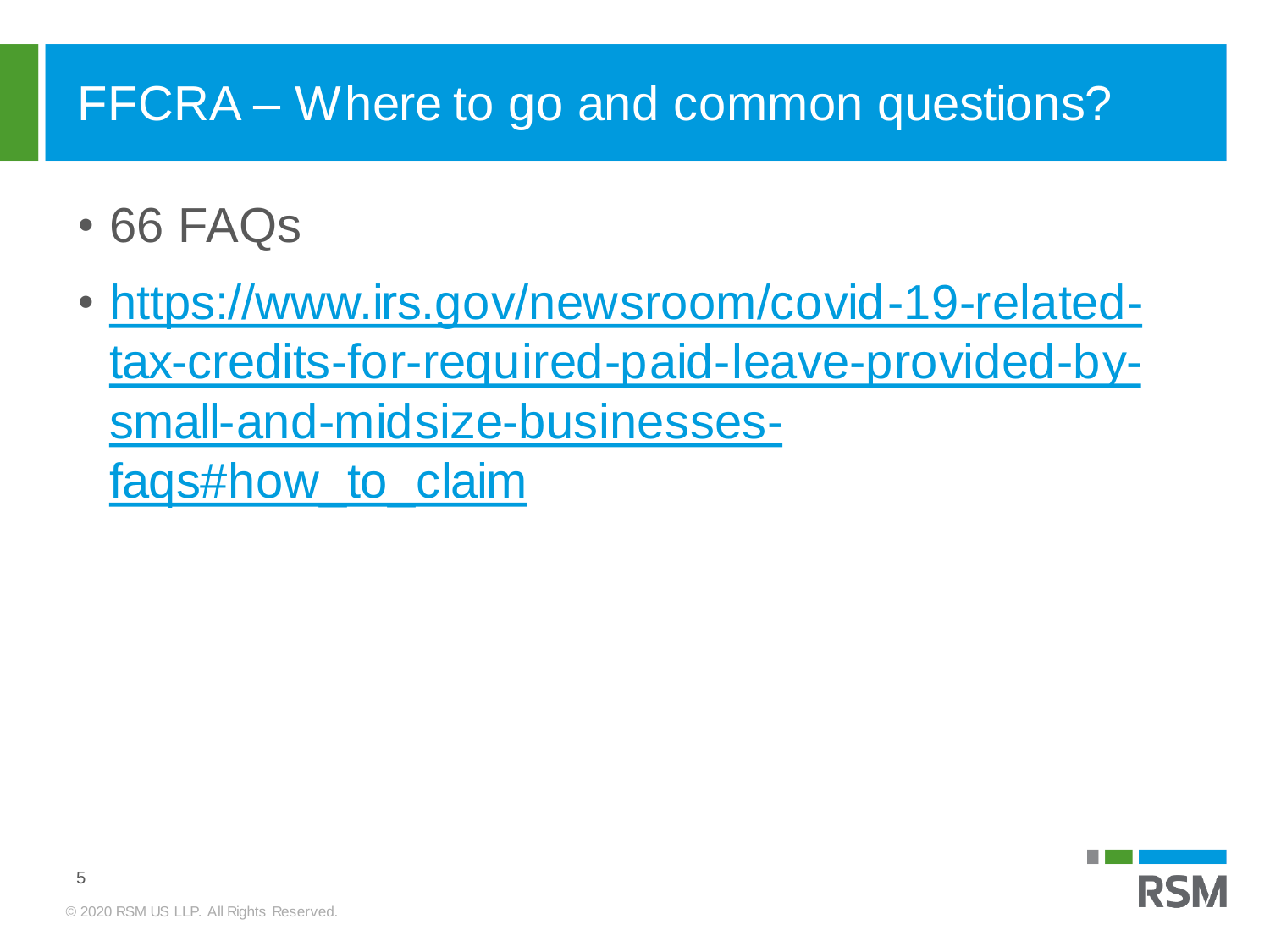# FFCRA – Where to go and common questions?

- 66 FAQs
- https://www.irs.gov/newsroom/covid-19-related-tax-credits-for-required-paid-leave-provided-by-small-and-midsize-businesses-faqs#how_to_claim

© 2020 RSM US LLP. All Rights Reserved.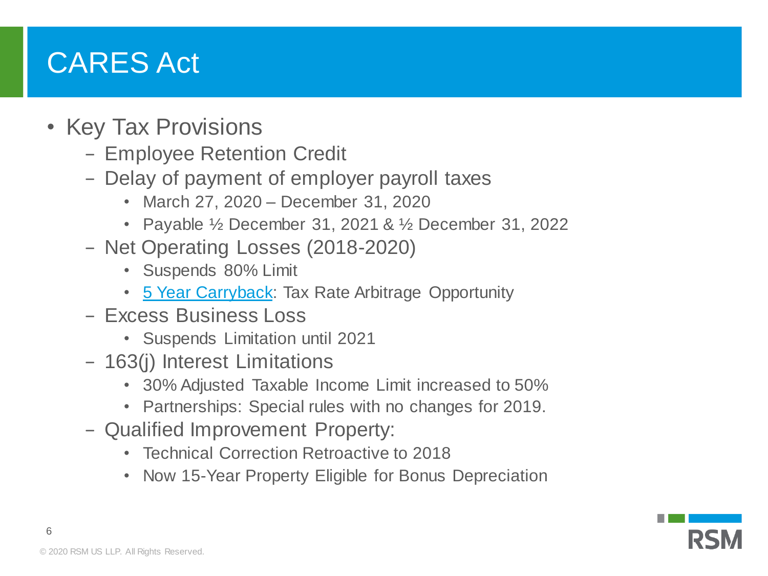# CARES Act

- Key Tax Provisions
  - Employee Retention Credit
  - Delay of payment of employer payroll taxes
    - March 27, 2020 – December 31, 2020
    - Payable ½ December 31, 2021 & ½ December 31, 2022
  - Net Operating Losses (2018-2020)
    - Suspends 80% Limit
    - 5 Year Carryback: Tax Rate Arbitrage Opportunity
  - Excess Business Loss
    - Suspends Limitation until 2021
  - 163(j) Interest Limitations
    - 30% Adjusted Taxable Income Limit increased to 50%
    - Partnerships: Special rules with no changes for 2019.
  - Qualified Improvement Property:
    - Technical Correction Retroactive to 2018
    - Now 15-Year Property Eligible for Bonus Depreciation

© 2020 RSM US LLP. All Rights Reserved.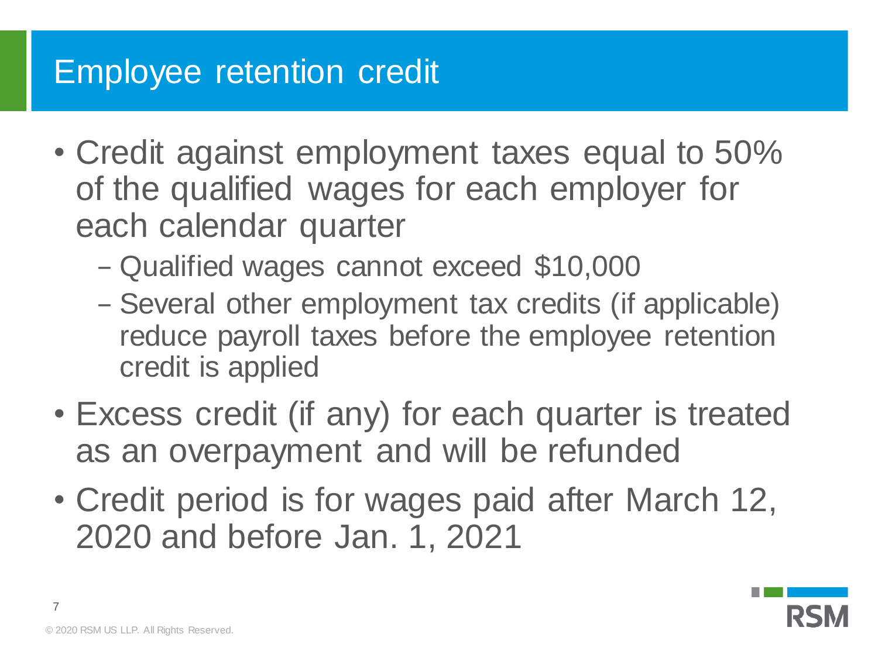# Employee retention credit

- Credit against employment taxes equal to 50% of the qualified wages for each employer for each calendar quarter
  - Qualified wages cannot exceed $10,000
  - Several other employment tax credits (if applicable) reduce payroll taxes before the employee retention credit is applied
- Excess credit (if any) for each quarter is treated as an overpayment and will be refunded
- Credit period is for wages paid after March 12, 2020 and before Jan. 1, 2021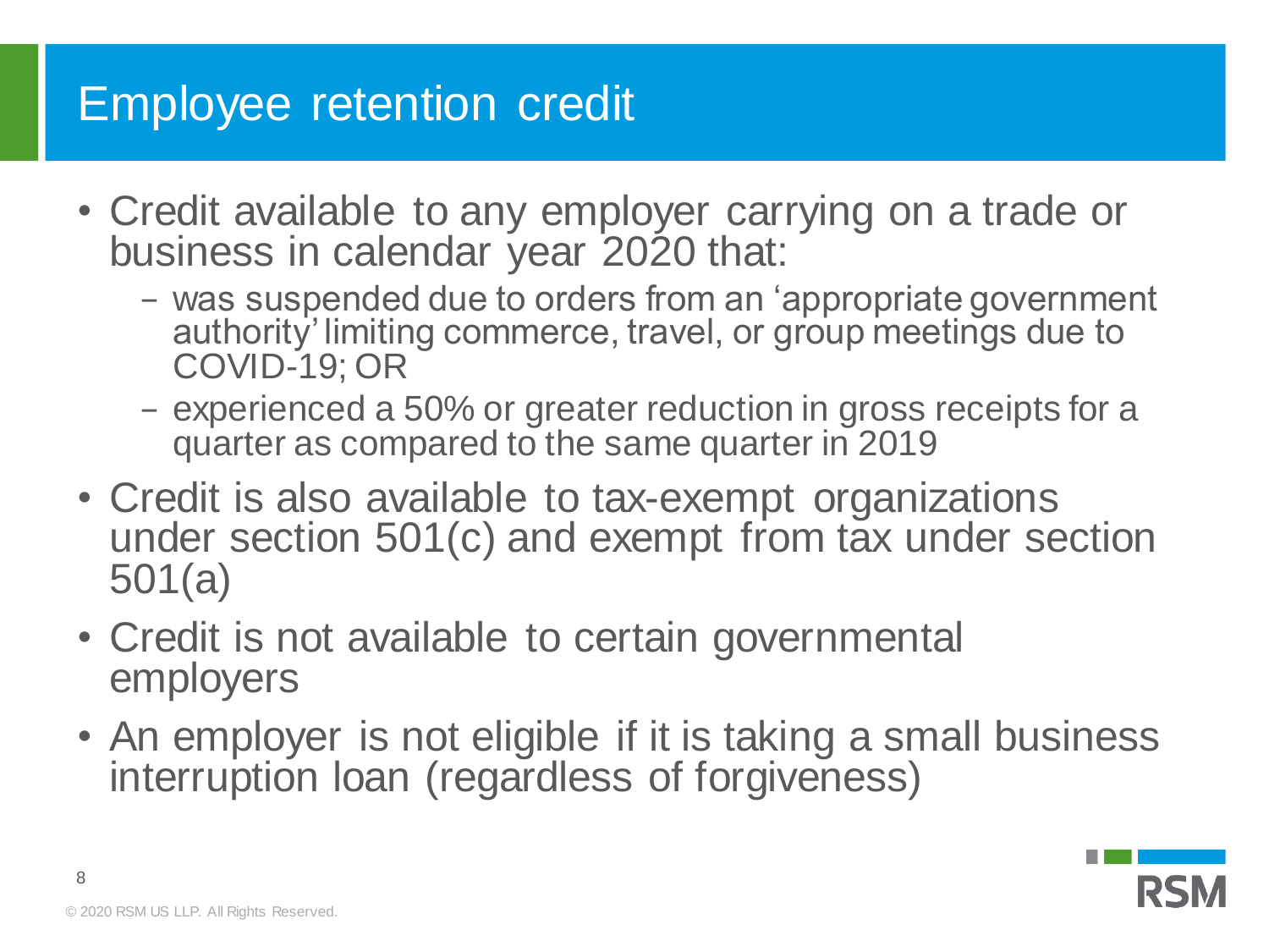# Employee retention credit

- Credit available to any employer carrying on a trade or business in calendar year 2020 that:
  - was suspended due to orders from an 'appropriate government authority' limiting commerce, travel, or group meetings due to COVID-19; OR
  - experienced a 50% or greater reduction in gross receipts for a quarter as compared to the same quarter in 2019
- Credit is also available to tax-exempt organizations under section 501(c) and exempt from tax under section 501(a)
- Credit is not available to certain governmental employers
- An employer is not eligible if it is taking a small business interruption loan (regardless of forgiveness)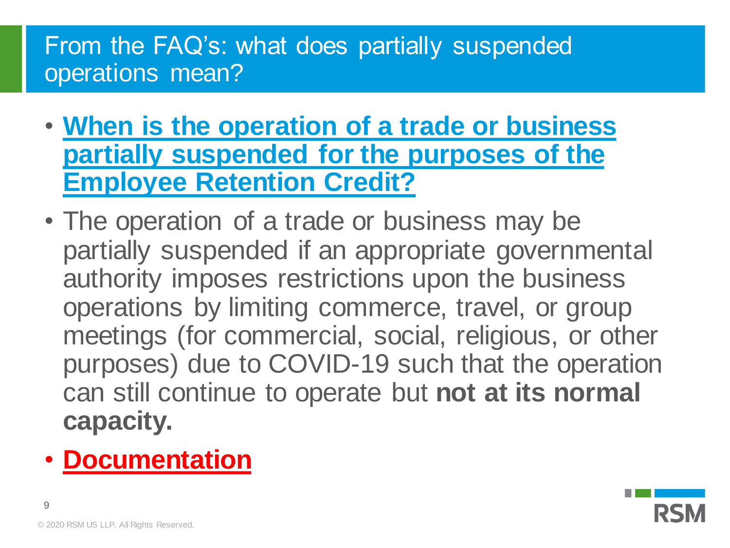# From the FAQ's: what does partially suspended operations mean?

- **When is the operation of a trade or business partially suspended for the purposes of the Employee Retention Credit?**
- The operation of a trade or business may be partially suspended if an appropriate governmental authority imposes restrictions upon the business operations by limiting commerce, travel, or group meetings (for commercial, social, religious, or other purposes) due to COVID-19 such that the operation can still continue to operate but **not at its normal capacity.**
- **Documentation**

© 2020 RSM US LLP. All Rights Reserved.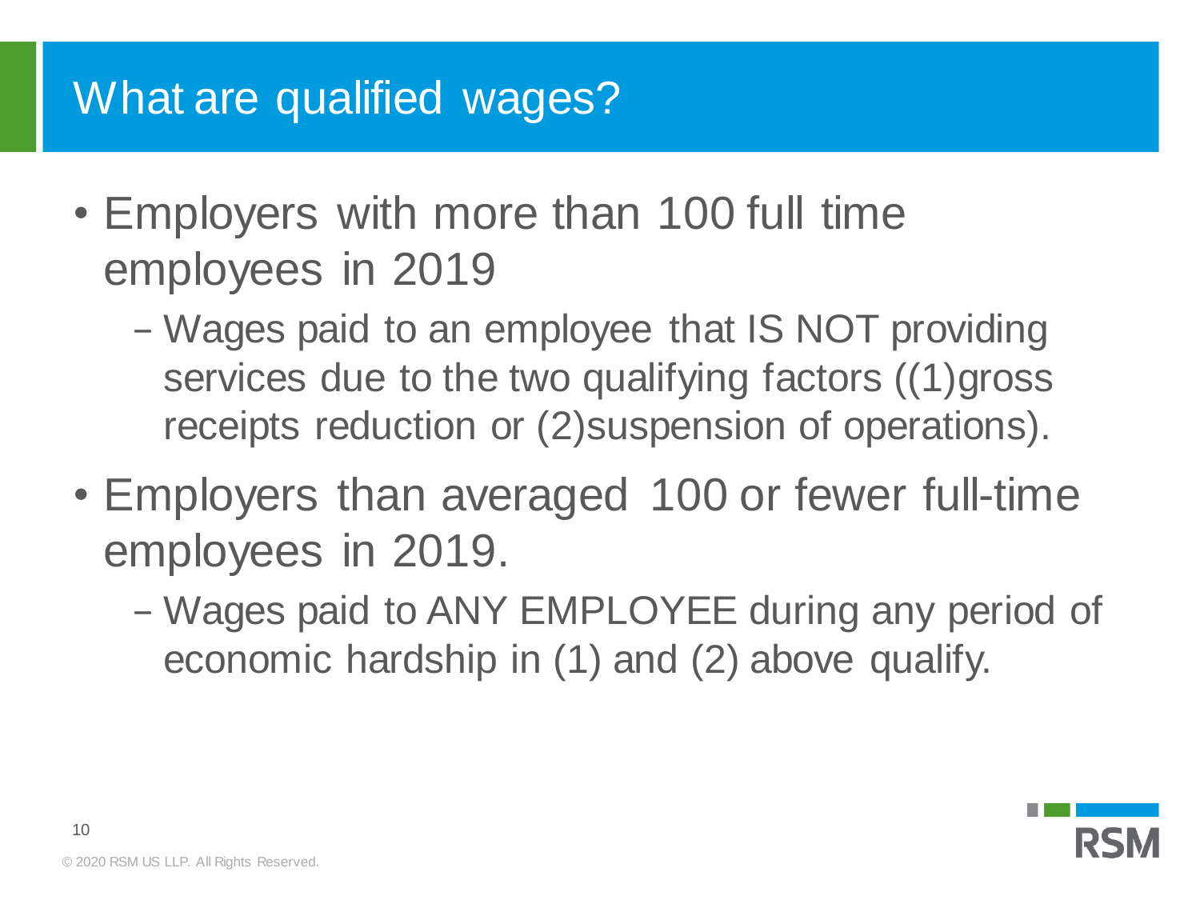# What are qualified wages?

- Employers with more than 100 full time employees in 2019
  - Wages paid to an employee that IS NOT providing services due to the two qualifying factors ((1)gross receipts reduction or (2)suspension of operations).
- Employers than averaged 100 or fewer full-time employees in 2019.
  - Wages paid to ANY EMPLOYEE during any period of economic hardship in (1) and (2) above qualify.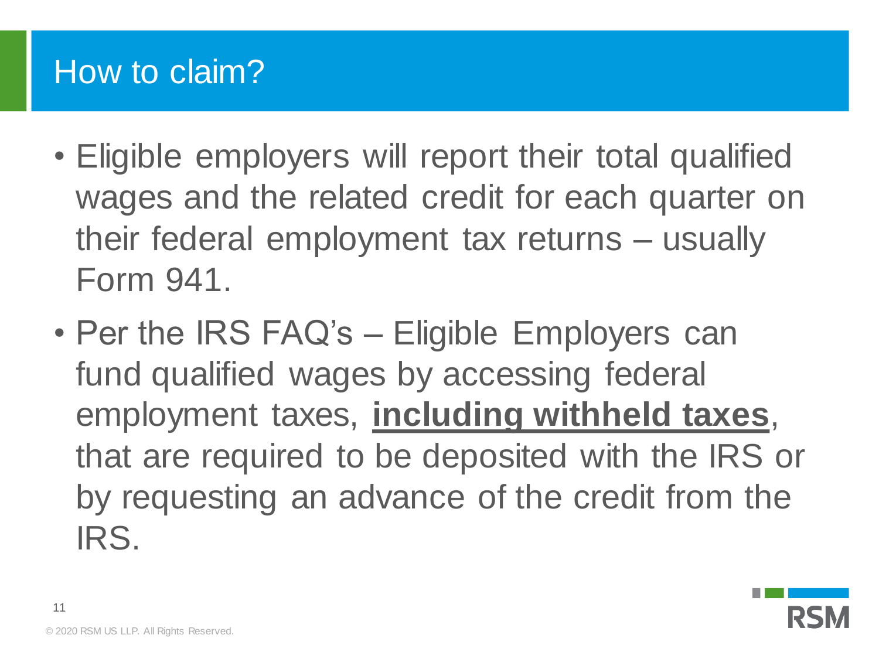# How to claim?

- Eligible employers will report their total qualified wages and the related credit for each quarter on their federal employment tax returns – usually Form 941.
- Per the IRS FAQ's – Eligible Employers can fund qualified wages by accessing federal employment taxes, <u>**including withheld taxes**</u>, that are required to be deposited with the IRS or by requesting an advance of the credit from the IRS.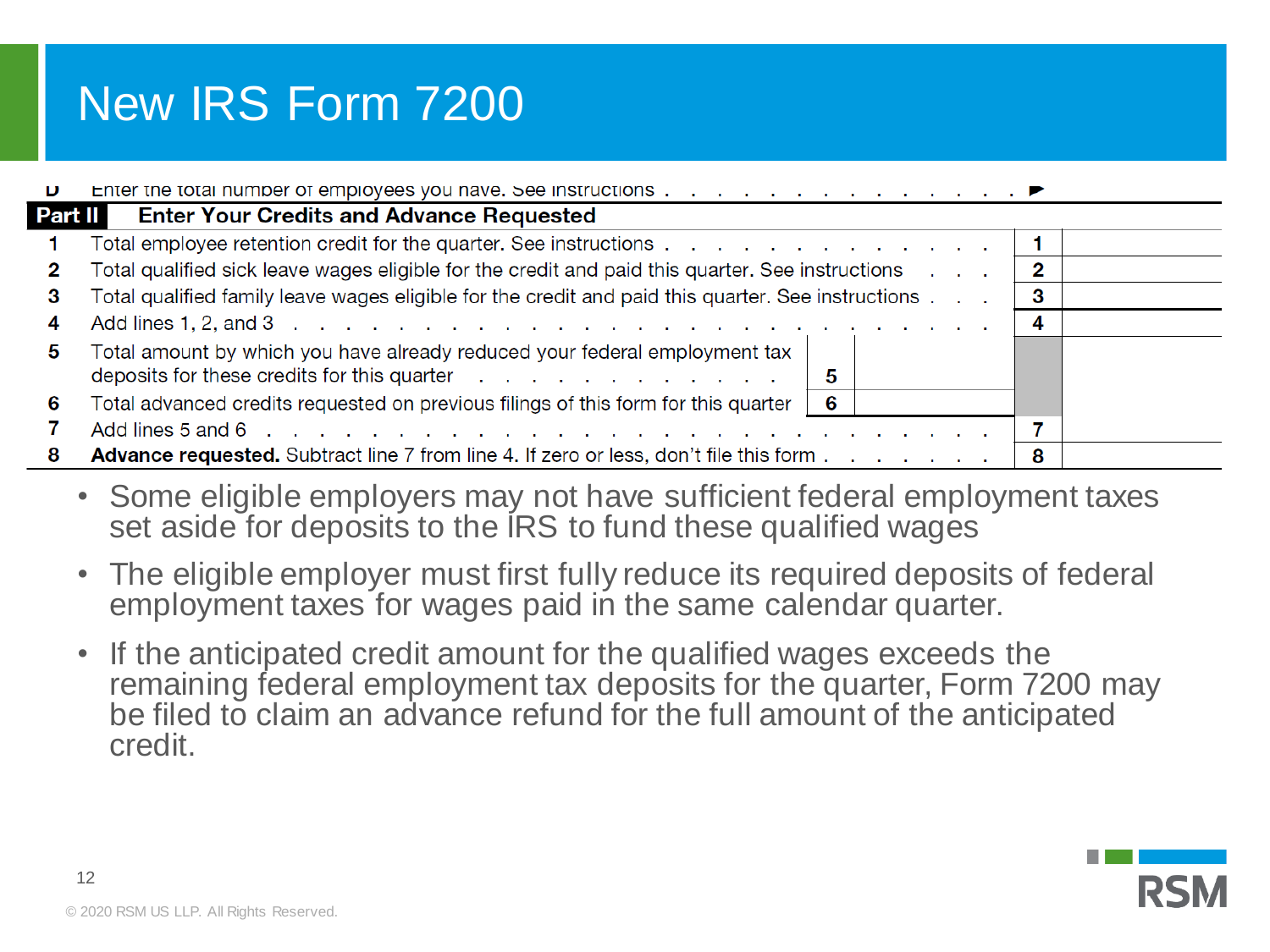# New IRS Form 7200

D Enter the total number of employees you have. See instructions . . . . . . . . . . . . . . ▶

| Part II | Enter Your Credits and Advance Requested | | | | |
|---|---|---|---|---|---|
| 1 | Total employee retention credit for the quarter. See instructions . . . . . . . . . . . . . . | | | 1 | |
| 2 | Total qualified sick leave wages eligible for the credit and paid this quarter. See instructions . . . | | | 2 | |
| 3 | Total qualified family leave wages eligible for the credit and paid this quarter. See instructions . . . | | | 3 | |
| 4 | Add lines 1, 2, and 3 . . . . . . . . . . . . . . . . . . . . . . . . . . | | | 4 | |
| 5 | Total amount by which you have already reduced your federal employment tax deposits for these credits for this quarter . . . . . . . . . . . . . | 5 | | | |
| 6 | Total advanced credits requested on previous filings of this form for this quarter | 6 | | | |
| 7 | Add lines 5 and 6 . . . . . . . . . . . . . . . . . . . . . . . . . . | | | 7 | |
| 8 | **Advance requested.** Subtract line 7 from line 4. If zero or less, don't file this form . . . . . . . | | | 8 | |

- Some eligible employers may not have sufficient federal employment taxes set aside for deposits to the IRS to fund these qualified wages
- The eligible employer must first fully reduce its required deposits of federal employment taxes for wages paid in the same calendar quarter.
- If the anticipated credit amount for the qualified wages exceeds the remaining federal employment tax deposits for the quarter, Form 7200 may be filed to claim an advance refund for the full amount of the anticipated credit.

© 2020 RSM US LLP. All Rights Reserved.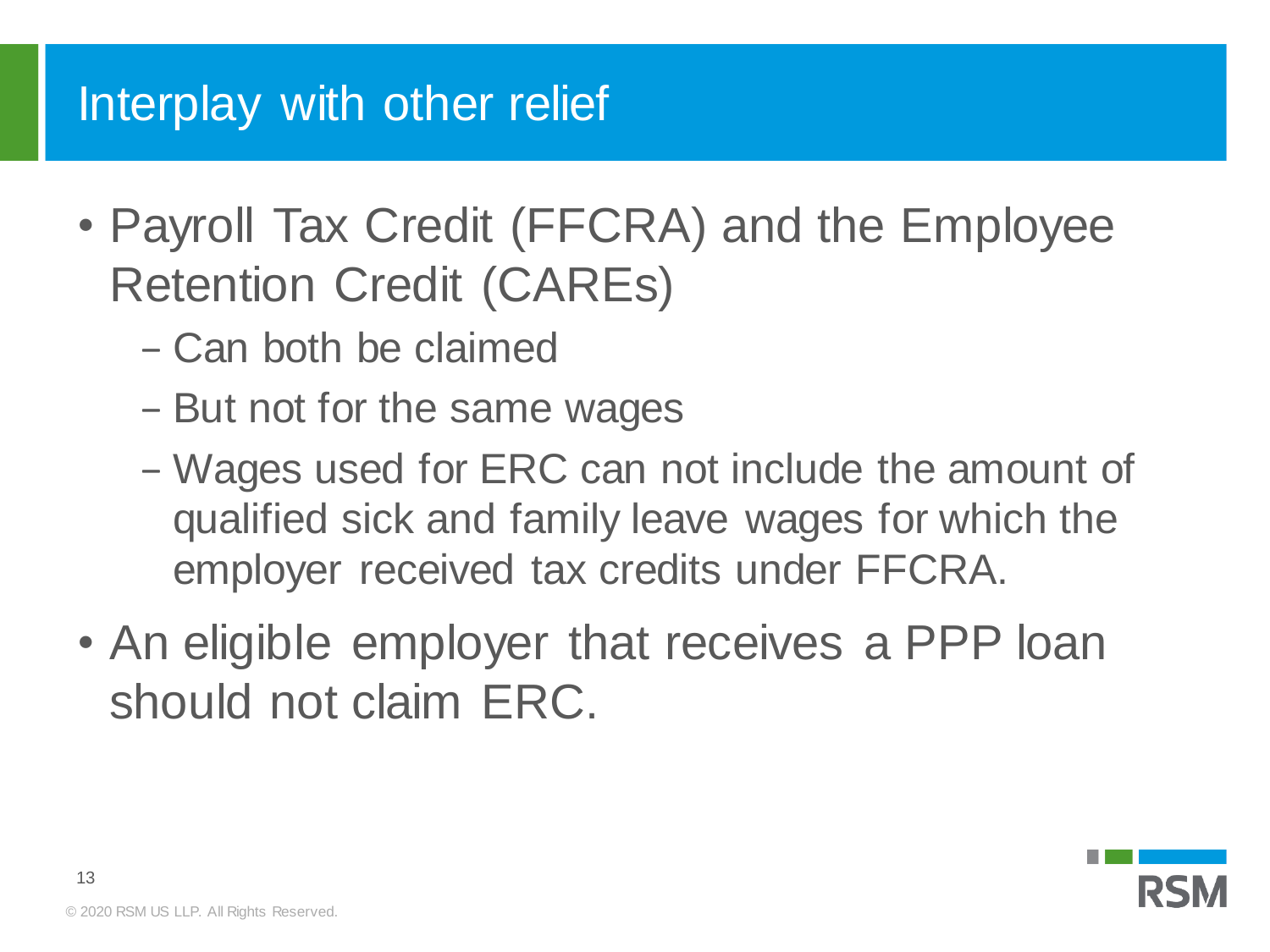# Interplay with other relief

- Payroll Tax Credit (FFCRA) and the Employee Retention Credit (CAREs)
  - Can both be claimed
  - But not for the same wages
  - Wages used for ERC can not include the amount of qualified sick and family leave wages for which the employer received tax credits under FFCRA.
- An eligible employer that receives a PPP loan should not claim ERC.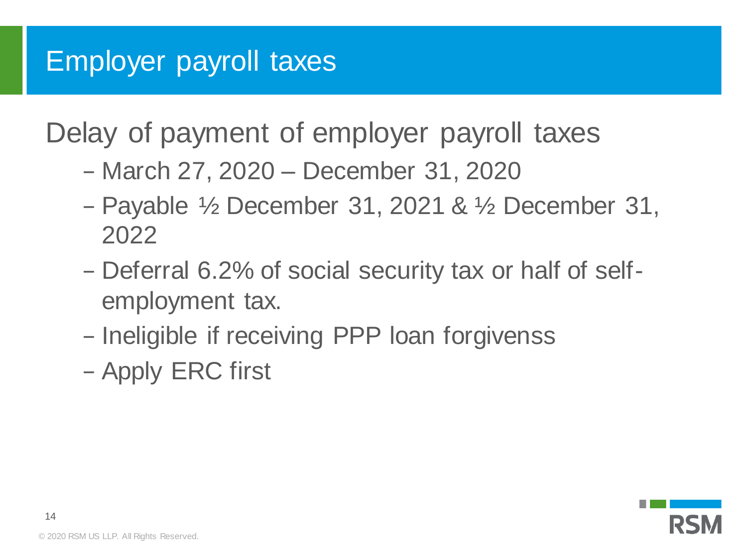# Employer payroll taxes

Delay of payment of employer payroll taxes

- March 27, 2020 – December 31, 2020
- Payable ½ December 31, 2021 & ½ December 31, 2022
- Deferral 6.2% of social security tax or half of self-employment tax.
- Ineligible if receiving PPP loan forgivenss
- Apply ERC first

© 2020 RSM US LLP. All Rights Reserved.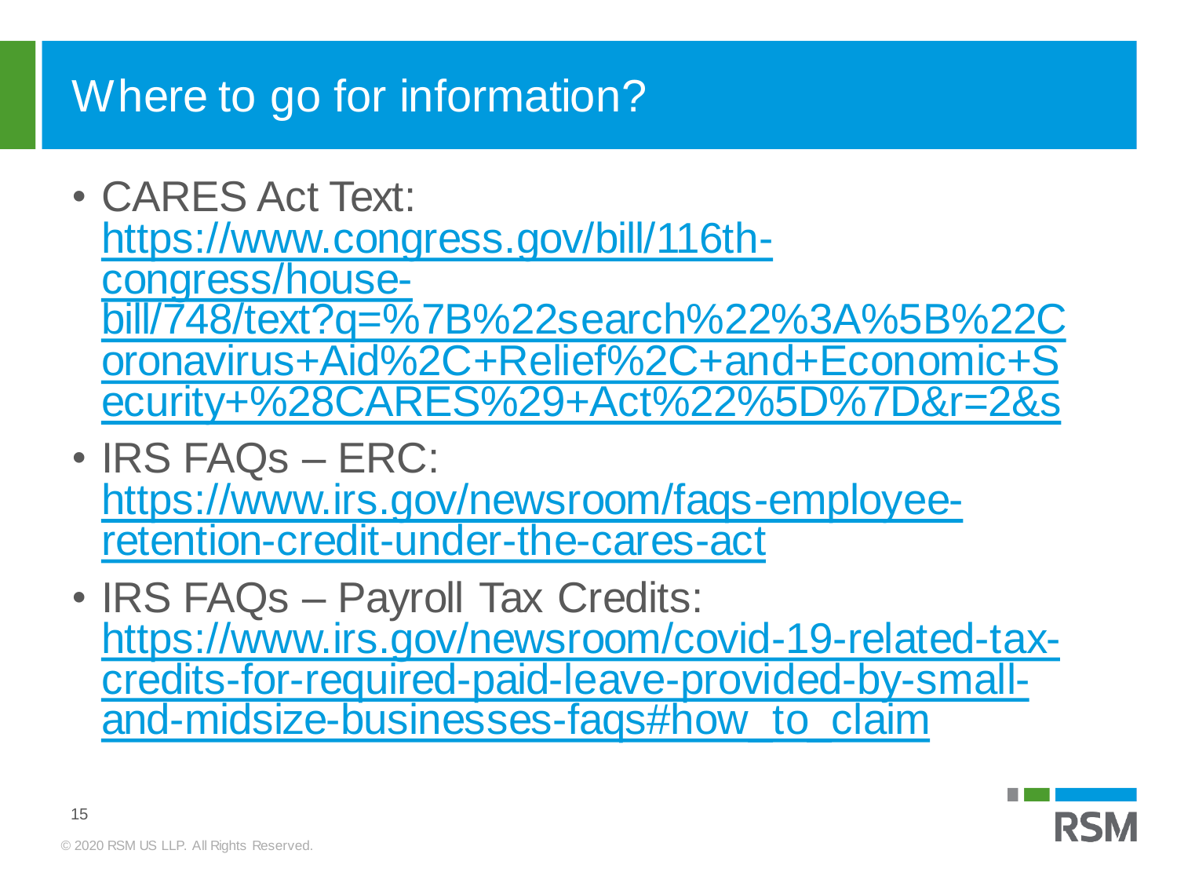# Where to go for information?

- CARES Act Text: https://www.congress.gov/bill/116th-congress/house-bill/748/text?q=%7B%22search%22%3A%5B%22Coronavirus+Aid%2C+Relief%2C+and+Economic+Security+%28CARES%29+Act%22%5D%7D&r=2&s
- IRS FAQs – ERC: https://www.irs.gov/newsroom/faqs-employee-retention-credit-under-the-cares-act
- IRS FAQs – Payroll Tax Credits: https://www.irs.gov/newsroom/covid-19-related-tax-credits-for-required-paid-leave-provided-by-small-and-midsize-businesses-faqs#how_to_claim

© 2020 RSM US LLP. All Rights Reserved.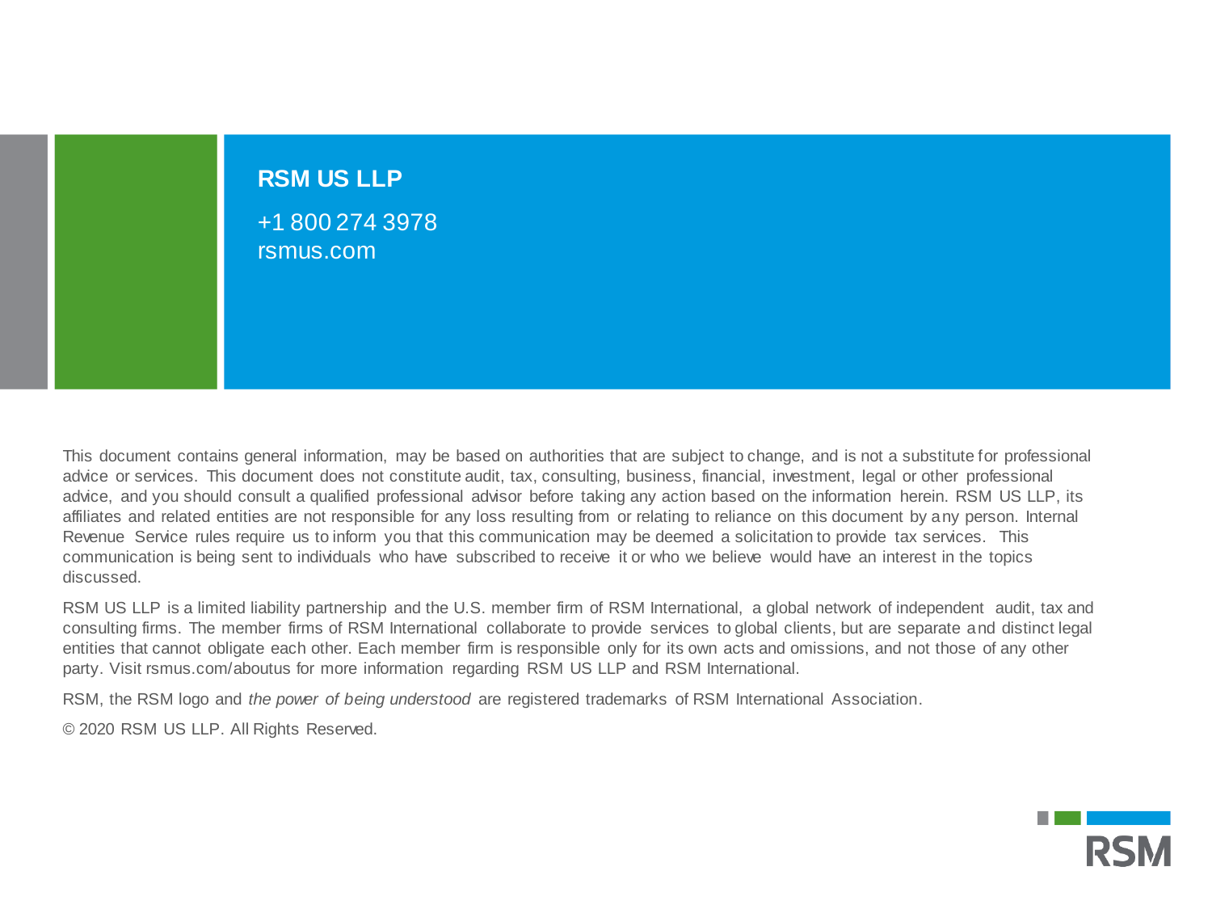**RSM US LLP**

+1 800 274 3978
rsmus.com

This document contains general information, may be based on authorities that are subject to change, and is not a substitute for professional advice or services. This document does not constitute audit, tax, consulting, business, financial, investment, legal or other professional advice, and you should consult a qualified professional advisor before taking any action based on the information herein. RSM US LLP, its affiliates and related entities are not responsible for any loss resulting from or relating to reliance on this document by any person. Internal Revenue Service rules require us to inform you that this communication may be deemed a solicitation to provide tax services. This communication is being sent to individuals who have subscribed to receive it or who we believe would have an interest in the topics discussed.

RSM US LLP is a limited liability partnership and the U.S. member firm of RSM International, a global network of independent audit, tax and consulting firms. The member firms of RSM International collaborate to provide services to global clients, but are separate and distinct legal entities that cannot obligate each other. Each member firm is responsible only for its own acts and omissions, and not those of any other party. Visit rsmus.com/aboutus for more information regarding RSM US LLP and RSM International.

RSM, the RSM logo and *the power of being understood* are registered trademarks of RSM International Association.

© 2020 RSM US LLP. All Rights Reserved.

RSM